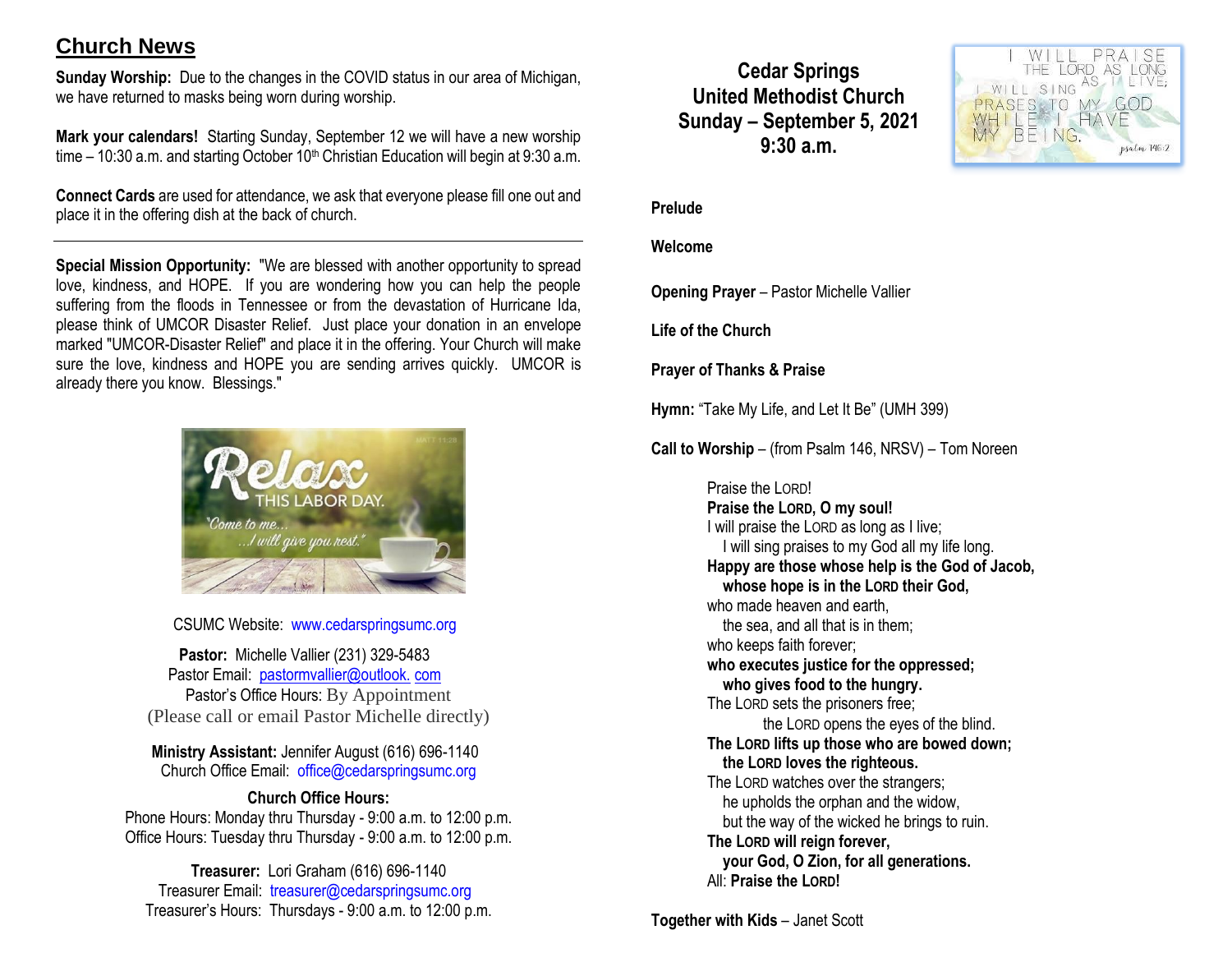## Church News

**Sunday Worship:** Due to the changes in the COVID status in our area of Michigan, we have returned to masks being worn during worship.

**Mark your calendars!** Starting Sunday, September 12 we will have a new worship time – 10:30 a.m. and starting October 10th Christian Education will begin at 9:30 a.m.

**Connect Cards** are used for attendance, we ask that everyone please fill one out and place it in the offering dish at the back of church.

---

**Special Mission Opportunity:** "We are blessed with another opportunity to spread love, kindness, and HOPE. If you are wondering how you can help the people suffering from the floods in Tennessee or from the devastation of Hurricane Ida, please think of UMCOR Disaster Relief. Just place your donation in an envelope marked "UMCOR-Disaster Relief" and place it in the offering. Your Church will make sure the love, kindness and HOPE you are sending arrives quickly. UMCOR is already there you know. Blessings."

CSUMC Website: www.cedarspringsumc.org

**Pastor:** Michelle Vallier (231) 329-5483
Pastor Email: pastormvallier@outlook. com
Pastor's Office Hours: By Appointment
(Please call or email Pastor Michelle directly)

**Ministry Assistant:** Jennifer August (616) 696-1140
Church Office Email: office@cedarspringsumc.org

**Church Office Hours:**
Phone Hours: Monday thru Thursday - 9:00 a.m. to 12:00 p.m.
Office Hours: Tuesday thru Thursday - 9:00 a.m. to 12:00 p.m.

**Treasurer:** Lori Graham (616) 696-1140
Treasurer Email: treasurer@cedarspringsumc.org
Treasurer's Hours: Thursdays - 9:00 a.m. to 12:00 p.m.

# Cedar Springs United Methodist Church
# Sunday – September 5, 2021
# 9:30 a.m.

**Prelude**

**Welcome**

**Opening Prayer** – Pastor Michelle Vallier

**Life of the Church**

**Prayer of Thanks & Praise**

**Hymn:** "Take My Life, and Let It Be" (UMH 399)

**Call to Worship** – (from Psalm 146, NRSV) – Tom Noreen

Praise the LORD!
**Praise the LORD, O my soul!**
I will praise the LORD as long as I live;
I will sing praises to my God all my life long.
**Happy are those whose help is the God of Jacob,**
**whose hope is in the LORD their God,**
who made heaven and earth,
the sea, and all that is in them;
who keeps faith forever;
**who executes justice for the oppressed;**
**who gives food to the hungry.**
The LORD sets the prisoners free;
the LORD opens the eyes of the blind.
**The LORD lifts up those who are bowed down;**
**the LORD loves the righteous.**
The LORD watches over the strangers;
he upholds the orphan and the widow,
but the way of the wicked he brings to ruin.
**The LORD will reign forever,**
**your God, O Zion, for all generations.**
All: **Praise the LORD!**

**Together with Kids** – Janet Scott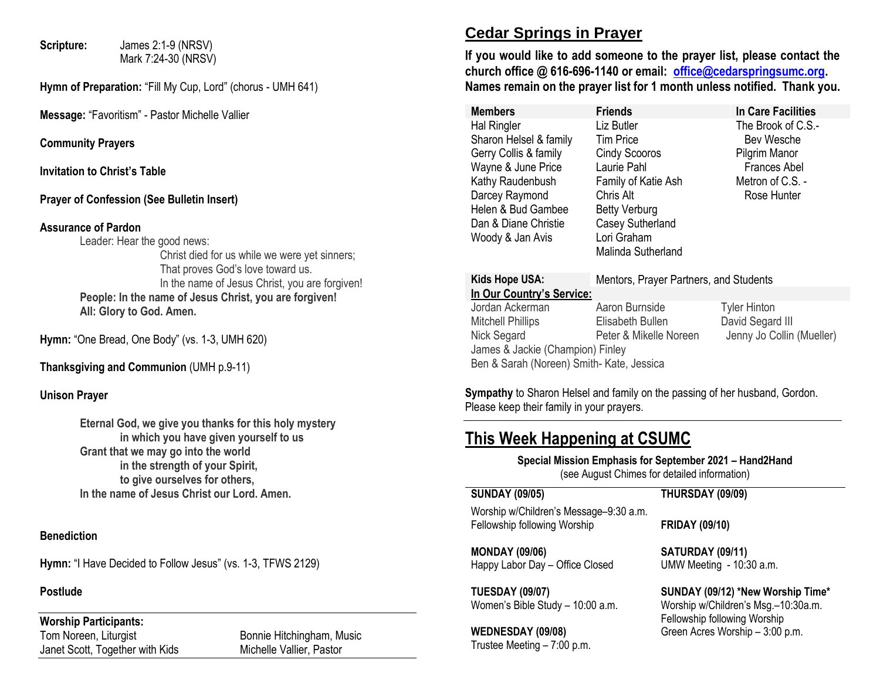**Scripture:** James 2:1-9 (NRSV)
Mark 7:24-30 (NRSV)

**Hymn of Preparation:** “Fill My Cup, Lord” (chorus - UMH 641)

**Message:** “Favoritism” - Pastor Michelle Vallier

**Community Prayers**

**Invitation to Christ’s Table**

**Prayer of Confession (See Bulletin Insert)**

**Assurance of Pardon**

Leader: Hear the good news:
Christ died for us while we were yet sinners;
That proves God’s love toward us.
In the name of Jesus Christ, you are forgiven!

**People: In the name of Jesus Christ, you are forgiven!**
**All: Glory to God. Amen.**

**Hymn:** “One Bread, One Body” (vs. 1-3, UMH 620)

**Thanksgiving and Communion** (UMH p.9-11)

**Unison Prayer**

**Eternal God, we give you thanks for this holy mystery**
**in which you have given yourself to us**
**Grant that we may go into the world**
**in the strength of your Spirit,**
**to give ourselves for others,**
**In the name of Jesus Christ our Lord. Amen.**

**Benediction**

**Hymn:** “I Have Decided to Follow Jesus” (vs. 1-3, TFWS 2129)

**Postlude**

**Worship Participants:**

| | |
|---|---|
| Tom Noreen, Liturgist | Bonnie Hitchingham, Music |
| Janet Scott, Together with Kids | Michelle Vallier, Pastor |

## Cedar Springs in Prayer

**If you would like to add someone to the prayer list, please contact the church office @ 616-696-1140 or email: office@cedarspringsumc.org. Names remain on the prayer list for 1 month unless notified. Thank you.**

| Members | Friends | In Care Facilities |
|---|---|---|
| Hal Ringler | Liz Butler | The Brook of C.S.- Bev Wesche |
| Sharon Helsel & family | Tim Price | Pilgrim Manor Frances Abel |
| Gerry Collis & family | Cindy Scooros | Metron of C.S. - Rose Hunter |
| Wayne & June Price | Laurie Pahl | |
| Kathy Raudenbush | Family of Katie Ash | |
| Darcey Raymond | Chris Alt | |
| Helen & Bud Gambee | Betty Verburg | |
| Dan & Diane Christie | Casey Sutherland | |
| Woody & Jan Avis | Lori Graham | |
| | Malinda Sutherland | |

**Kids Hope USA:** Mentors, Prayer Partners, and Students

**In Our Country’s Service:**

| | | |
|---|---|---|
| Jordan Ackerman | Aaron Burnside | Tyler Hinton |
| Mitchell Phillips | Elisabeth Bullen | David Segard III |
| Nick Segard | Peter & Mikelle Noreen | Jenny Jo Collin (Mueller) |

James & Jackie (Champion) Finley
Ben & Sarah (Noreen) Smith- Kate, Jessica

**Sympathy** to Sharon Helsel and family on the passing of her husband, Gordon. Please keep their family in your prayers.

## This Week Happening at CSUMC

**Special Mission Emphasis for September 2021 – Hand2Hand**
(see August Chimes for detailed information)

**SUNDAY (09/05)**
Worship w/Children’s Message–9:30 a.m.
Fellowship following Worship

**MONDAY (09/06)**
Happy Labor Day – Office Closed

**TUESDAY (09/07)**
Women’s Bible Study – 10:00 a.m.

**WEDNESDAY (09/08)**
Trustee Meeting – 7:00 p.m.

**THURSDAY (09/09)**

**FRIDAY (09/10)**

**SATURDAY (09/11)**
UMW Meeting - 10:30 a.m.

**SUNDAY (09/12) *New Worship Time***
Worship w/Children’s Msg.–10:30a.m.
Fellowship following Worship
Green Acres Worship – 3:00 p.m.